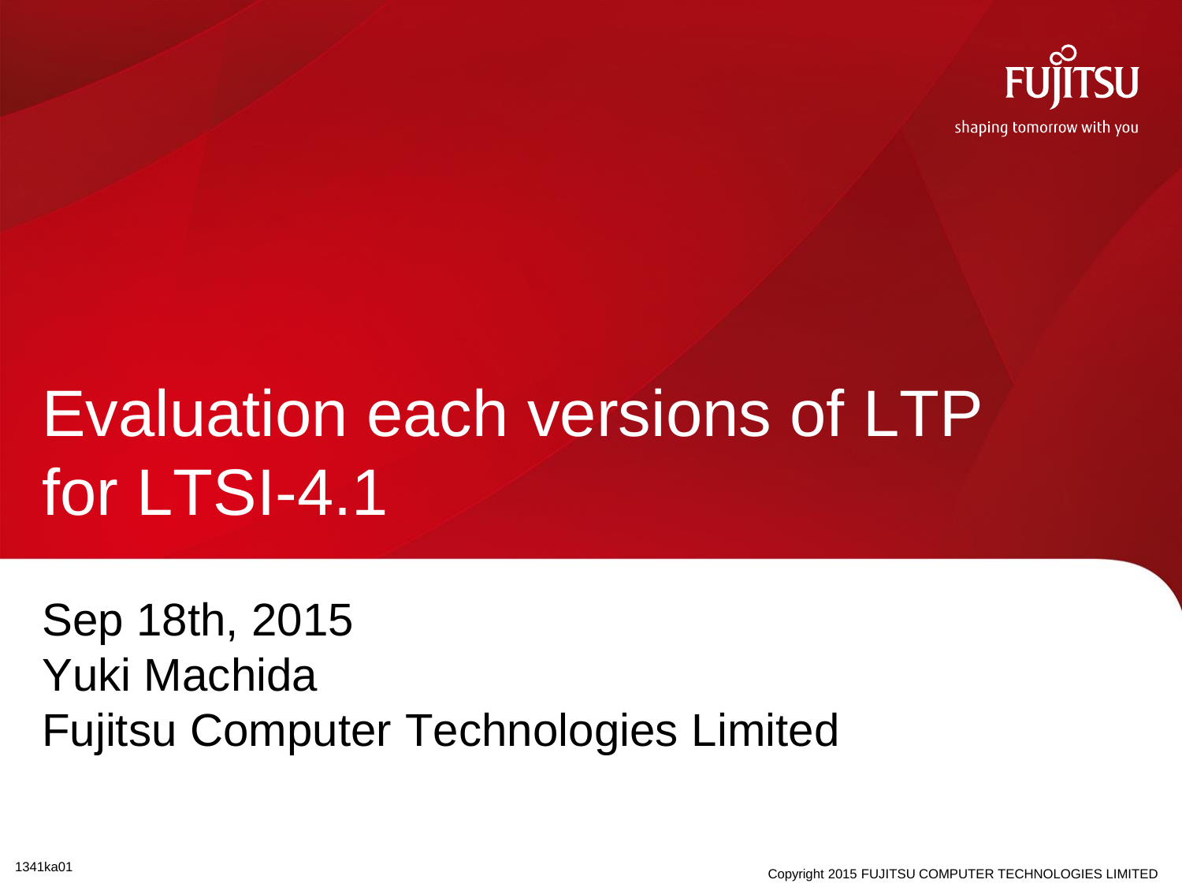# Evaluation each versions of LTP for LTSI-4.1

Sep 18th, 2015

Yuki Machida

Fujitsu Computer Technologies Limited

1341ka01

Copyright 2015 FUJITSU COMPUTER TECHNOLOGIES LIMITED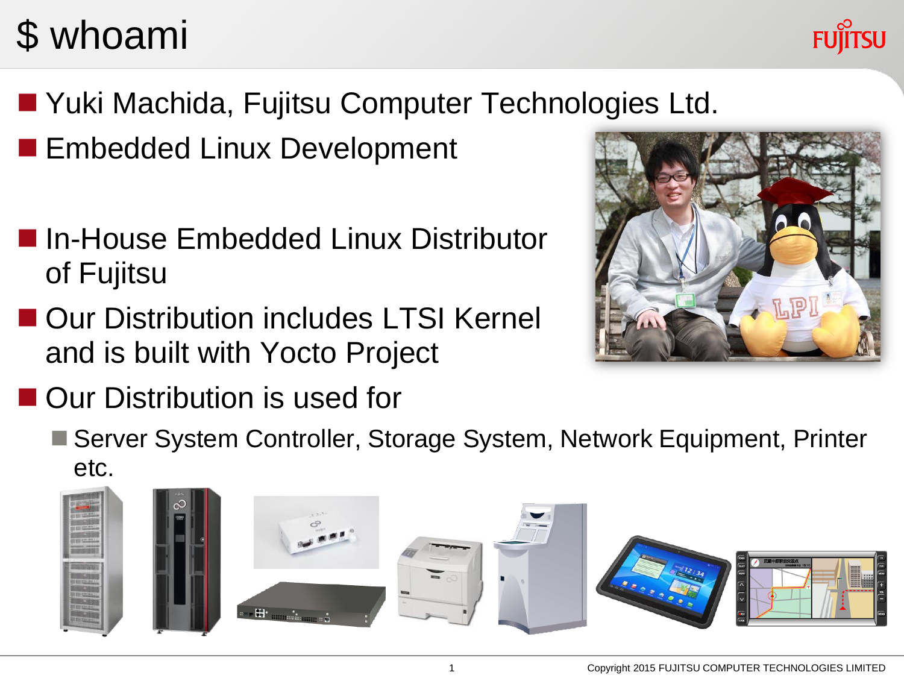# $ whoami

- Yuki Machida, Fujitsu Computer Technologies Ltd.
- Embedded Linux Development
- In-House Embedded Linux Distributor of Fujitsu
- Our Distribution includes LTSI Kernel and is built with Yocto Project
- Our Distribution is used for
  - Server System Controller, Storage System, Network Equipment, Printer etc.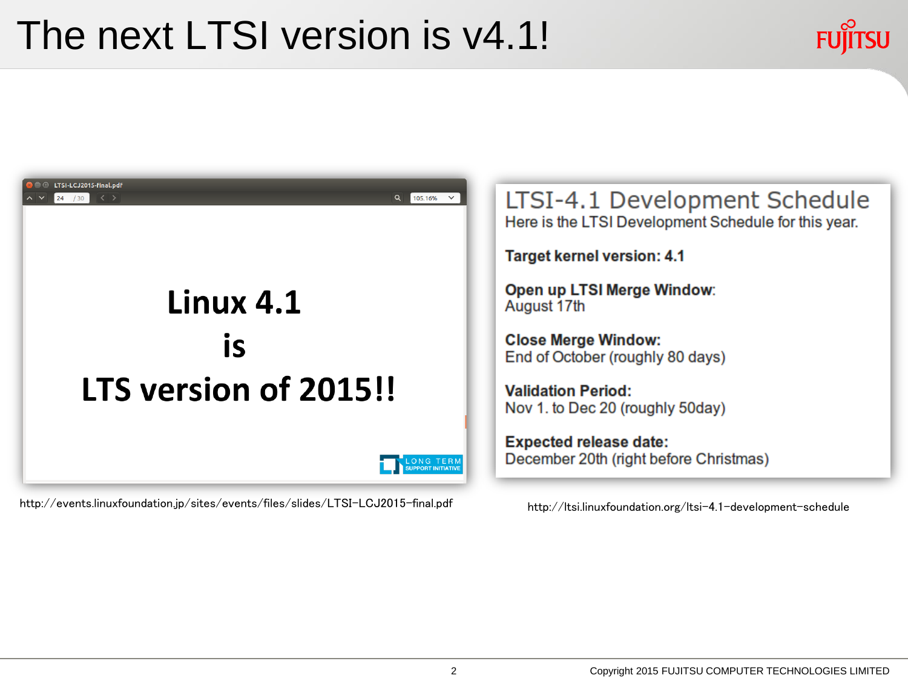# The next LTSI version is v4.1!

**Linux 4.1**

**is**

**LTS version of 2015!!**

http://events.linuxfoundation.jp/sites/events/files/slides/LTSI-LCJ2015-final.pdf

## LTSI-4.1 Development Schedule

Here is the LTSI Development Schedule for this year.

**Target kernel version: 4.1**

**Open up LTSI Merge Window**:
August 17th

**Close Merge Window:**
End of October (roughly 80 days)

**Validation Period:**
Nov 1. to Dec 20 (roughly 50day)

**Expected release date:**
December 20th (right before Christmas)

http://ltsi.linuxfoundation.org/ltsi-4.1-development-schedule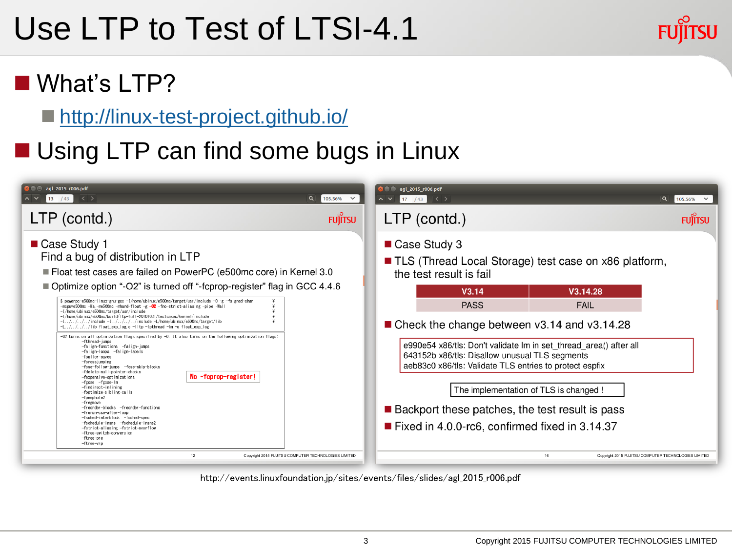# Use LTP to Test of LTSI-4.1

- What's LTP?
  - http://linux-test-project.github.io/
- Using LTP can find some bugs in Linux

## LTP (contd.)

- Case Study 1
  Find a bug of distribution in LTP
  - Float test cases are failed on PowerPC (e500mc core) in Kernel 3.0
  - Optimize option "-O2" is turned off "-fcprop-register" flag in GCC 4.4.6

```
$ powerpc-e500mc-linux-gnu-gcc -I/home/ubinux/e500mc/target/usr/include -O -g -fsigned-char
-mcpu=e500mc -Wa,-me500mc -mhard-float -g -O2 -fno-strict-aliasing -pipe -Wall
-I/home/ubinux/e500mc/target/usr/include
-I/home/ubinux/e500mc/build/ltp-full-20101031/testcases/kernel/include
-I../../../../include -I../../../../include -L/home/ubinux/e500mc/target/lib
-L../../../../lib float_exp_log.c -lltp -lpthread -lm -o float_exp_log
```

```
-O2 turns on all optimization flags specified by -O. It also turns on the following optimization flags:
        -fthread-jumps
        -falign-functions  -falign-jumps
        -falign-loops  -falign-labels
        -fcaller-saves
        -fcrossjumping
        -fcse-follow-jumps  -fcse-skip-blocks
        -fdelete-null-pointer-checks
        -fexpensive-optimizations
        -fgcse  -fgcse-lm
        -findirect-inlining
        -foptimize-sibling-calls
        -fpeephole2
        -fregmove
        -freorder-blocks  -freorder-functions
        -frerun-cse-after-loop
        -fsched-interblock  -fsched-spec
        -fschedule-insns  -fschedule-insns2
        -fstrict-aliasing -fstrict-overflow
        -ftree-switch-conversion
        -ftree-pre
        -ftree-vrp
```

No -fcprop-register!

## LTP (contd.)

- Case Study 3
- TLS (Thread Local Storage) test case on x86 platform, the test result is fail

| V3.14 | V3.14.28 |
| --- | --- |
| PASS | FAIL |

- Check the change between v3.14 and v3.14.28

```
e990e54 x86/tls: Don't validate lm in set_thread_area() after all
643152b x86/tls: Disallow unusual TLS segments
aeb83c0 x86/tls: Validate TLS entries to protect espfix
```

The implementation of TLS is changed !

- Backport these patches, the test result is pass
- Fixed in 4.0.0-rc6, confirmed fixed in 3.14.37

http://events.linuxfoundation.jp/sites/events/files/slides/agl_2015_r006.pdf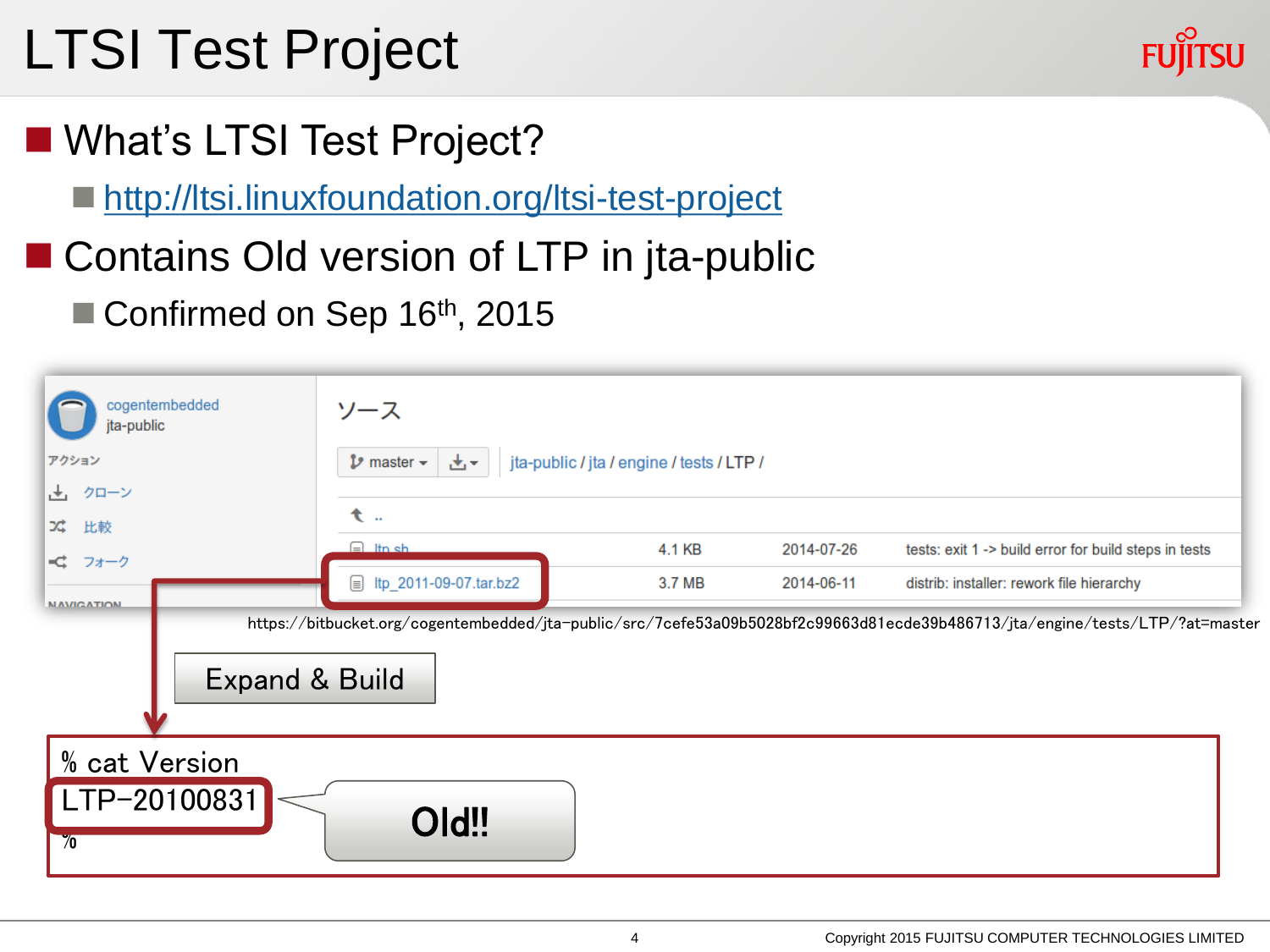# LTSI Test Project

- What's LTSI Test Project?
  - http://ltsi.linuxfoundation.org/ltsi-test-project
- Contains Old version of LTP in jta-public
  - Confirmed on Sep 16th, 2015

cogentembedded
jta-public

アクション
クローン
比較
フォーク

ソース

master / jta-public / jta / engine / tests / LTP /

| Name | Size | Date | Message |
|---|---|---|---|
| ltp.sh | 4.1 KB | 2014-07-26 | tests: exit 1 -> build error for build steps in tests |
| ltp_2011-09-07.tar.bz2 | 3.7 MB | 2014-06-11 | distrib: installer: rework file hierarchy |

https://bitbucket.org/cogentembedded/jta-public/src/7cefe53a09b5028bf2c99663d81ecde39b486713/jta/engine/tests/LTP/?at=master

Expand & Build

```
% cat Version
LTP-20100831
%
```

Old!!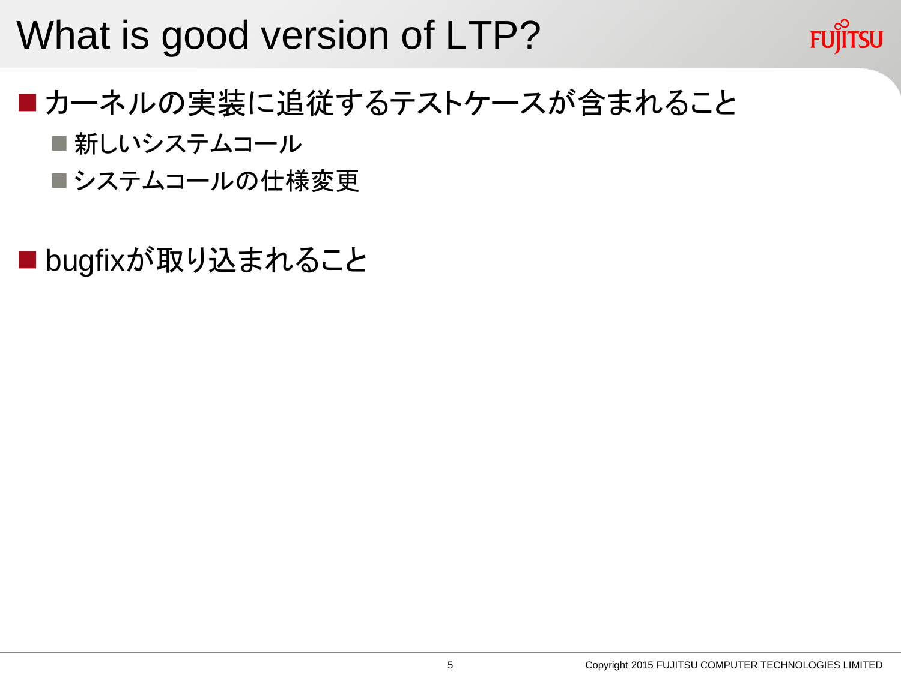# What is good version of LTP?

- カーネルの実装に追従するテストケースが含まれること
  - 新しいシステムコール
  - システムコールの仕様変更

- bugfixが取り込まれること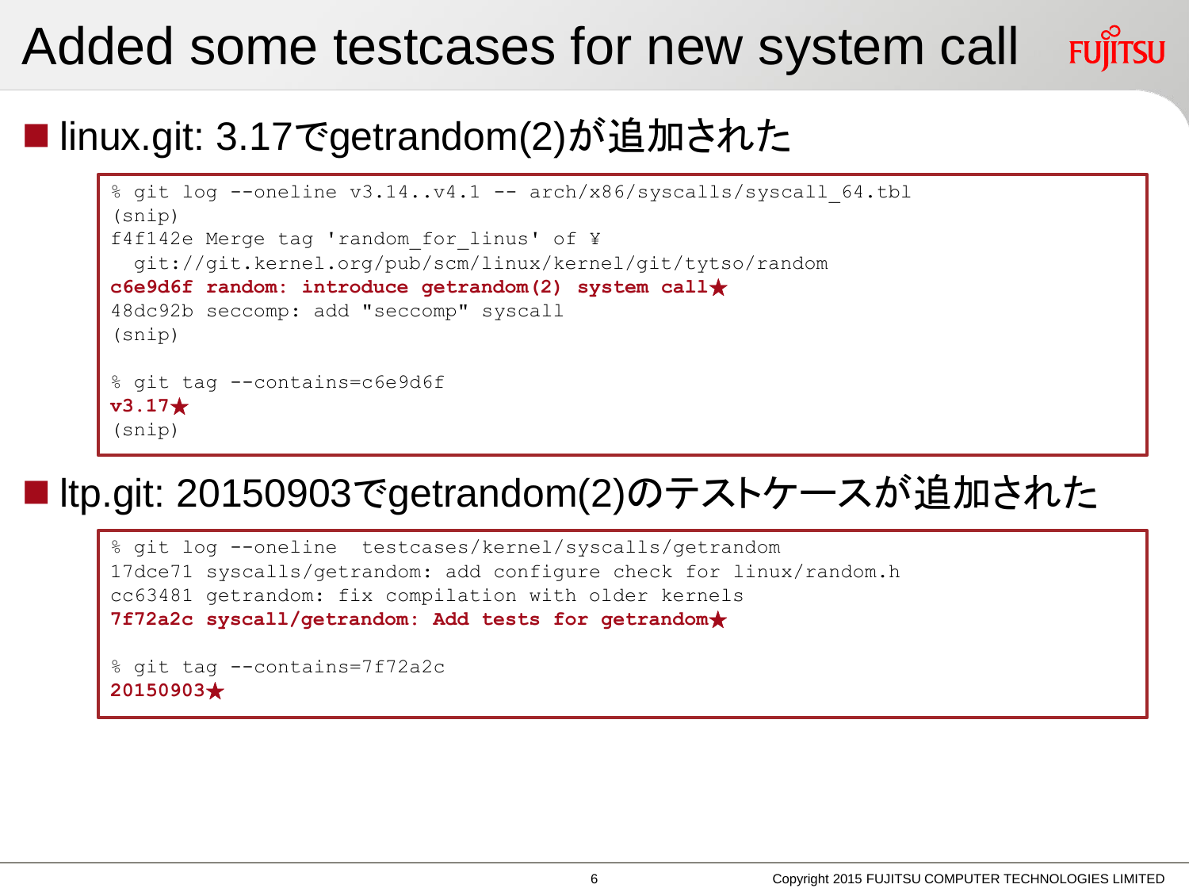# Added some testcases for new system call

## linux.git: 3.17でgetrandom(2)が追加された

```
% git log --oneline v3.14..v4.1 -- arch/x86/syscalls/syscall_64.tbl
(snip)
f4f142e Merge tag 'random_for_linus' of ¥
  git://git.kernel.org/pub/scm/linux/kernel/git/tytso/random
c6e9d6f random: introduce getrandom(2) system call★
48dc92b seccomp: add "seccomp" syscall
(snip)

% git tag --contains=c6e9d6f
v3.17★
(snip)
```

## ltp.git: 20150903でgetrandom(2)のテストケースが追加された

```
% git log --oneline  testcases/kernel/syscalls/getrandom
17dce71 syscalls/getrandom: add configure check for linux/random.h
cc63481 getrandom: fix compilation with older kernels
7f72a2c syscall/getrandom: Add tests for getrandom★

% git tag --contains=7f72a2c
20150903★
```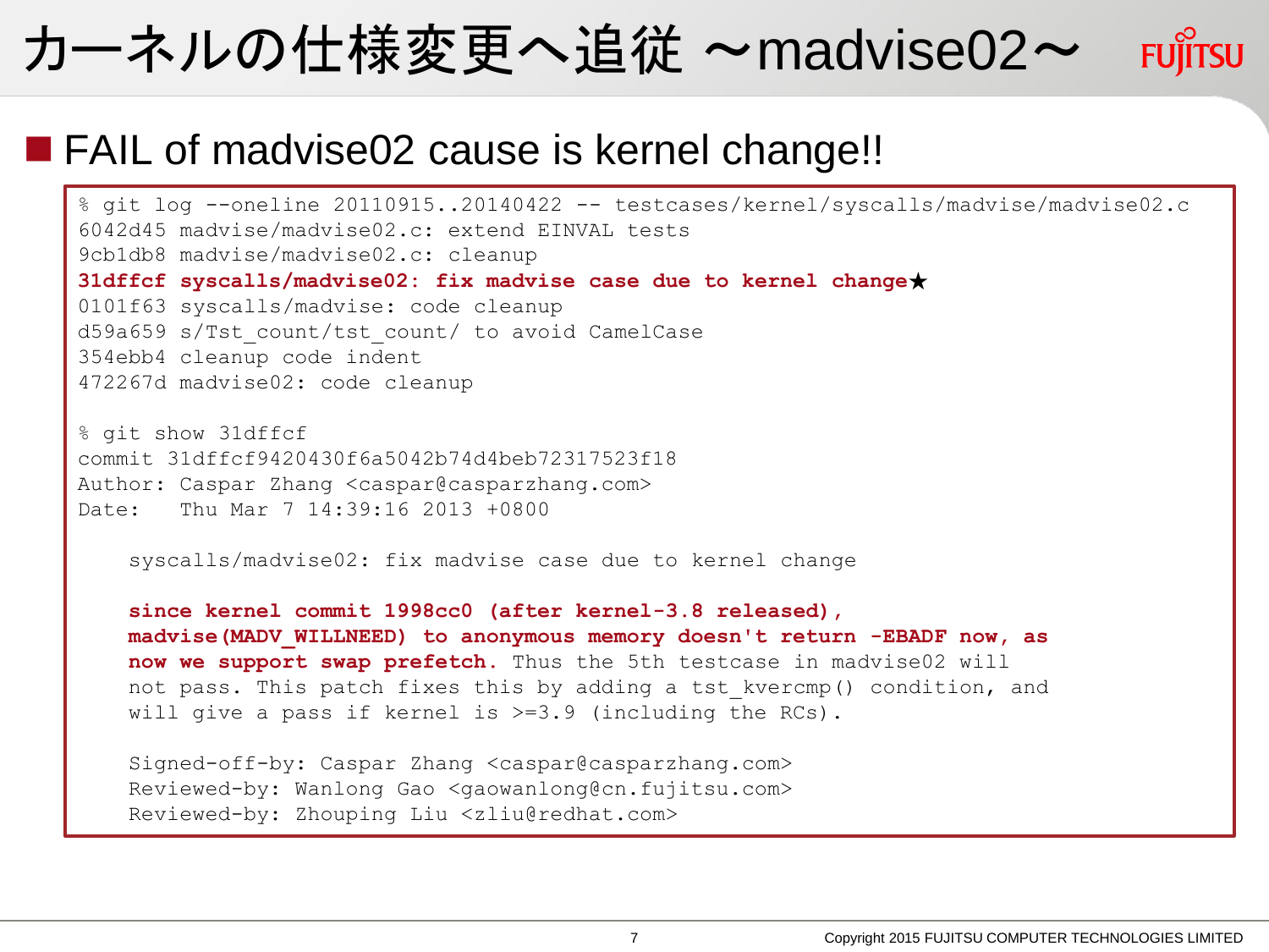# カーネルの仕様変更へ追従 ～madvise02～

## FAIL of madvise02 cause is kernel change!!

```
% git log --oneline 20110915..20140422 -- testcases/kernel/syscalls/madvise/madvise02.c
6042d45 madvise/madvise02.c: extend EINVAL tests
9cb1db8 madvise/madvise02.c: cleanup
31dffcf syscalls/madvise02: fix madvise case due to kernel change★
0101f63 syscalls/madvise: code cleanup
d59a659 s/Tst_count/tst_count/ to avoid CamelCase
354ebb4 cleanup code indent
472267d madvise02: code cleanup

% git show 31dffcf
commit 31dffcf9420430f6a5042b74d4beb72317523f18
Author: Caspar Zhang <caspar@casparzhang.com>
Date:   Thu Mar 7 14:39:16 2013 +0800

    syscalls/madvise02: fix madvise case due to kernel change

    since kernel commit 1998cc0 (after kernel-3.8 released),
    madvise(MADV_WILLNEED) to anonymous memory doesn't return -EBADF now, as
    now we support swap prefetch. Thus the 5th testcase in madvise02 will
    not pass. This patch fixes this by adding a tst_kvercmp() condition, and
    will give a pass if kernel is >=3.9 (including the RCs).

    Signed-off-by: Caspar Zhang <caspar@casparzhang.com>
    Reviewed-by: Wanlong Gao <gaowanlong@cn.fujitsu.com>
    Reviewed-by: Zhouping Liu <zliu@redhat.com>
```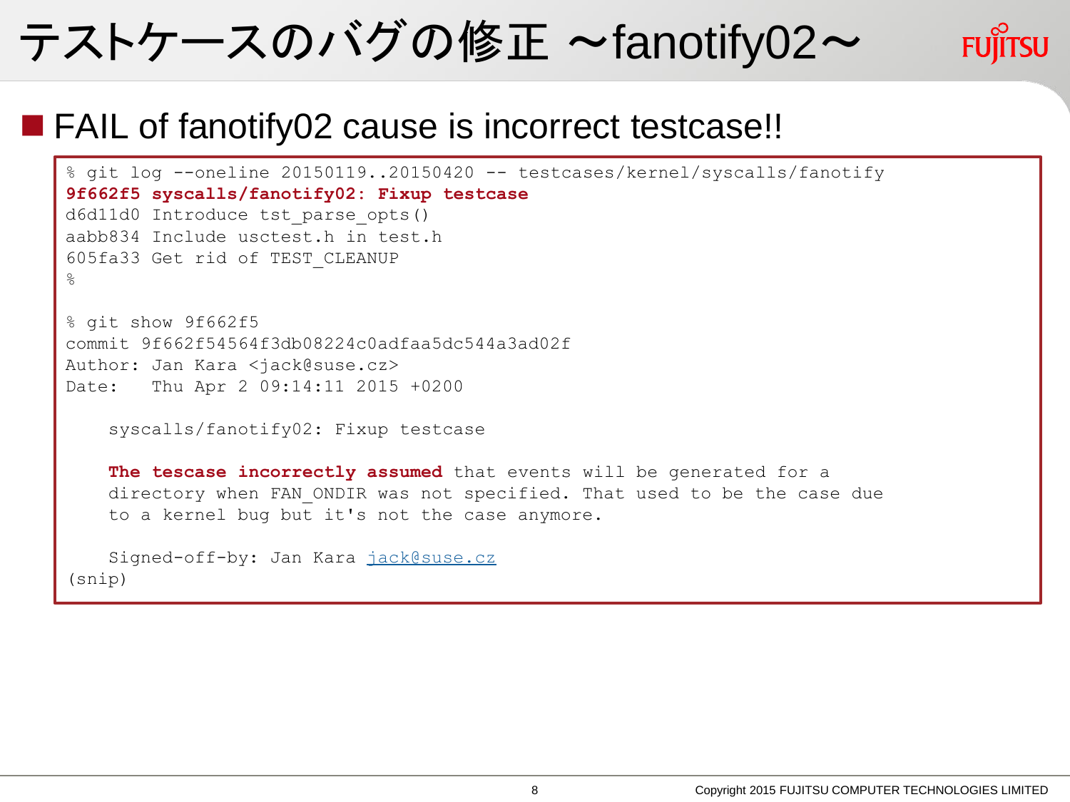# テストケースのバグの修正 ～fanotify02～

- FAIL of fanotify02 cause is incorrect testcase!!

```
% git log --oneline 20150119..20150420 -- testcases/kernel/syscalls/fanotify
9f662f5 syscalls/fanotify02: Fixup testcase
d6d11d0 Introduce tst_parse_opts()
aabb834 Include usctest.h in test.h
605fa33 Get rid of TEST_CLEANUP
%

% git show 9f662f5
commit 9f662f54564f3db08224c0adfaa5dc544a3ad02f
Author: Jan Kara <jack@suse.cz>
Date:   Thu Apr 2 09:14:11 2015 +0200

    syscalls/fanotify02: Fixup testcase

    The tescase incorrectly assumed that events will be generated for a
    directory when FAN_ONDIR was not specified. That used to be the case due
    to a kernel bug but it's not the case anymore.

    Signed-off-by: Jan Kara jack@suse.cz
(snip)
```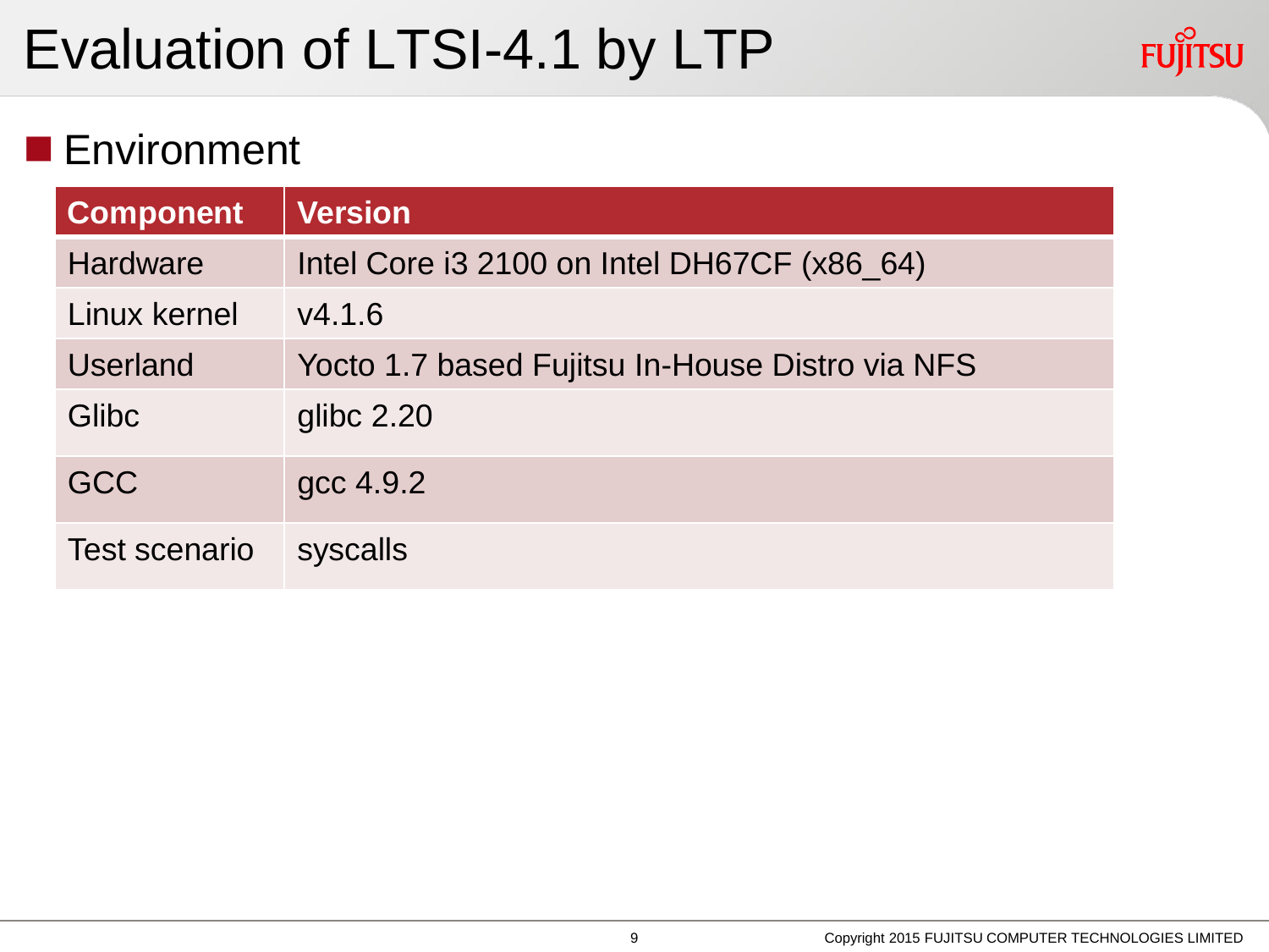# Evaluation of LTSI-4.1 by LTP

## Environment

| Component | Version |
| --- | --- |
| Hardware | Intel Core i3 2100 on Intel DH67CF (x86_64) |
| Linux kernel | v4.1.6 |
| Userland | Yocto 1.7 based Fujitsu In-House Distro via NFS |
| Glibc | glibc 2.20 |
| GCC | gcc 4.9.2 |
| Test scenario | syscalls |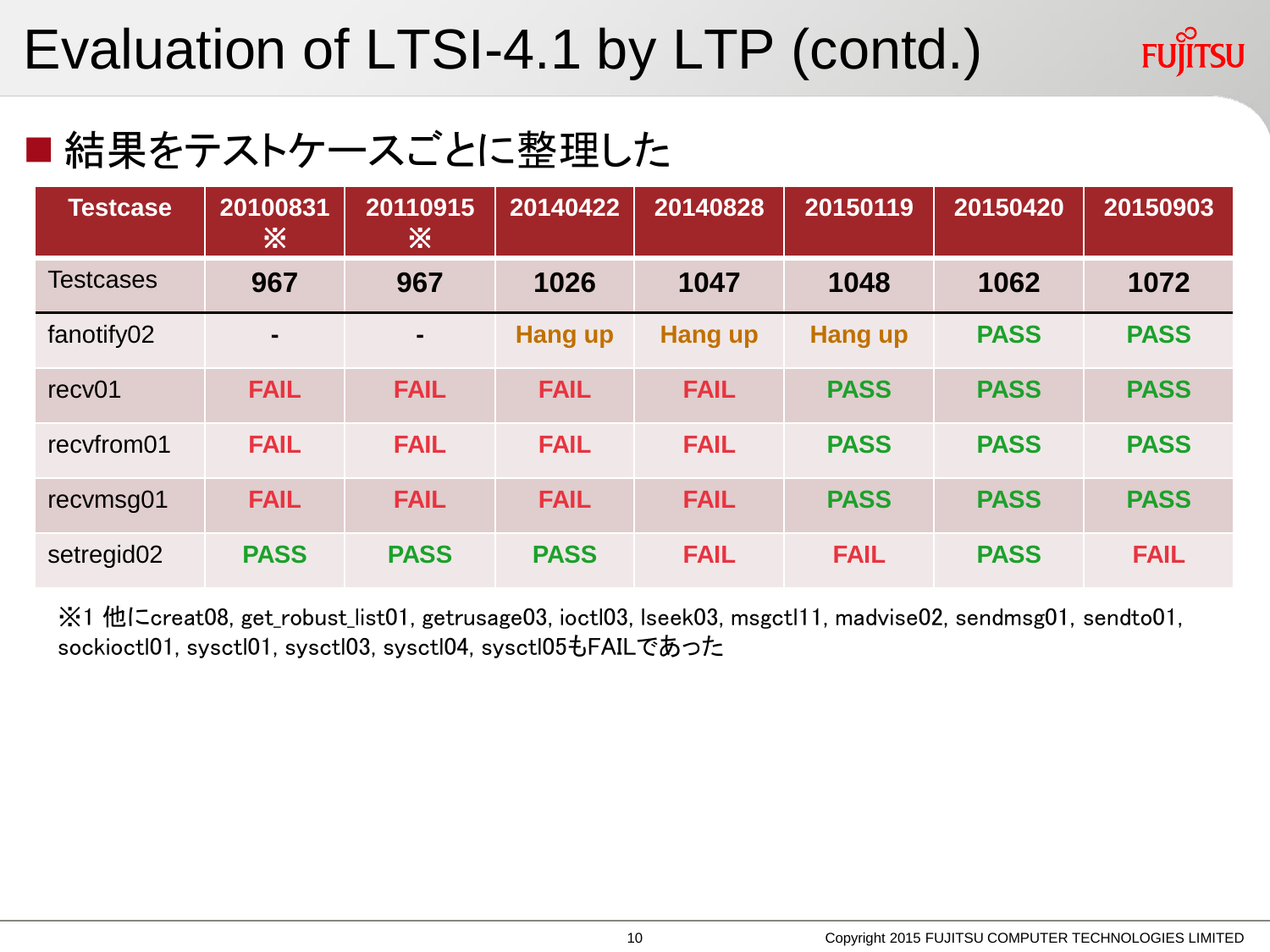# Evaluation of LTSI-4.1 by LTP (contd.)

## ■ 結果をテストケースごとに整理した

| Testcase | 20100831 ※ | 20110915 ※ | 20140422 | 20140828 | 20150119 | 20150420 | 20150903 |
|---|---|---|---|---|---|---|---|
| Testcases | **967** | **967** | **1026** | **1047** | **1048** | **1062** | **1072** |
| fanotify02 | - | - | Hang up | Hang up | Hang up | PASS | PASS |
| recv01 | FAIL | FAIL | FAIL | FAIL | PASS | PASS | PASS |
| recvfrom01 | FAIL | FAIL | FAIL | FAIL | PASS | PASS | PASS |
| recvmsg01 | FAIL | FAIL | FAIL | FAIL | PASS | PASS | PASS |
| setregid02 | PASS | PASS | PASS | FAIL | FAIL | PASS | FAIL |

※1 他にcreat08, get_robust_list01, getrusage03, ioctl03, lseek03, msgctl11, madvise02, sendmsg01, sendto01, sockioctl01, sysctl01, sysctl03, sysctl04, sysctl05もFAILであった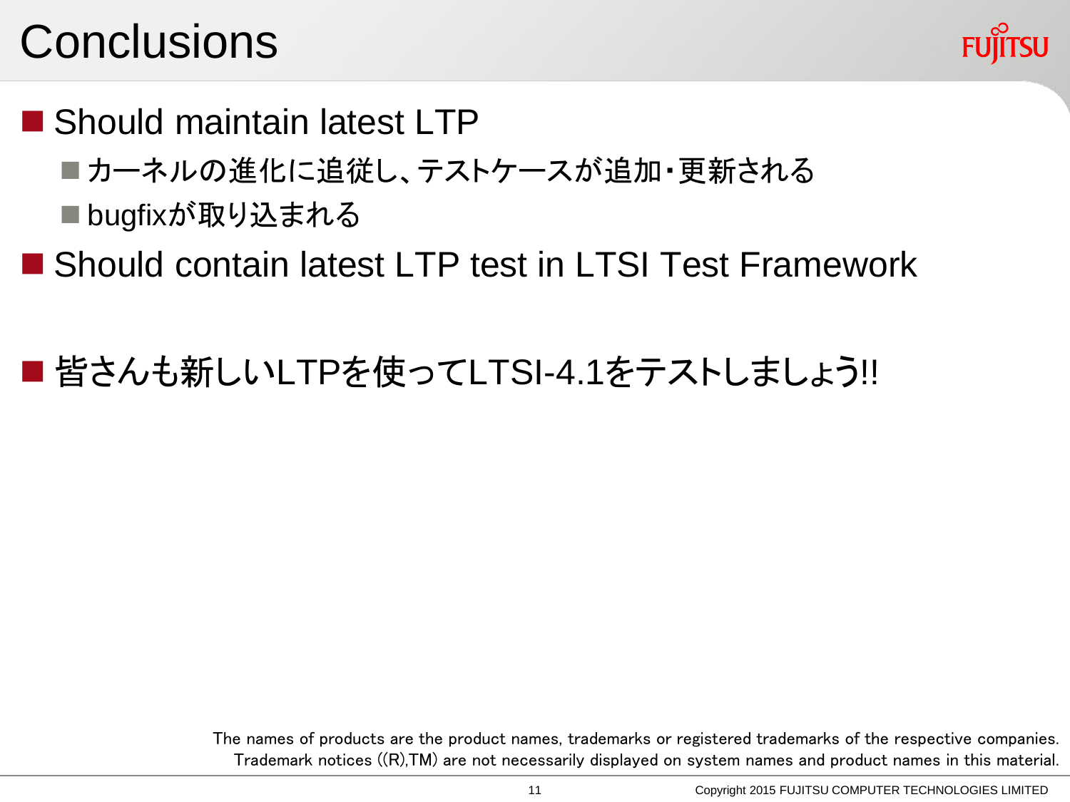# Conclusions

- Should maintain latest LTP
  - カーネルの進化に追従し、テストケースが追加・更新される
  - bugfixが取り込まれる
- Should contain latest LTP test in LTSI Test Framework

- 皆さんも新しいLTPを使ってLTSI-4.1をテストしましょう!!

The names of products are the product names, trademarks or registered trademarks of the respective companies.
Trademark notices ((R),TM) are not necessarily displayed on system names and product names in this material.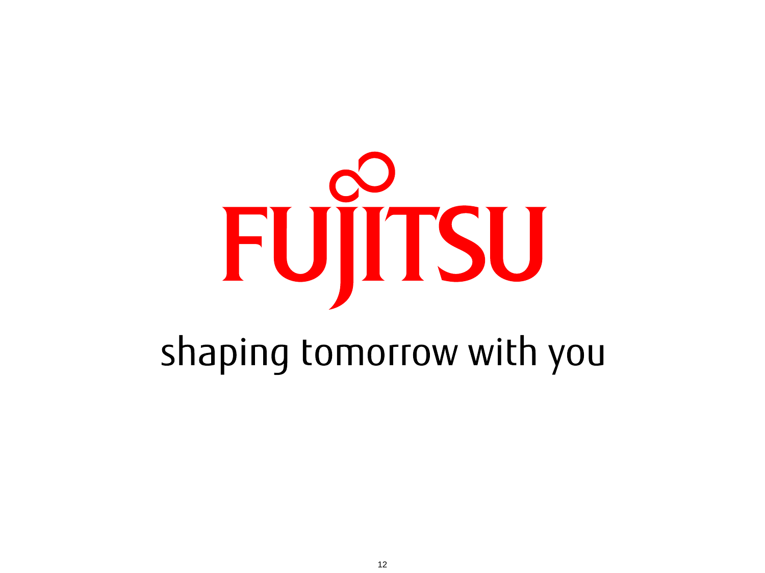FUJITSU

shaping tomorrow with you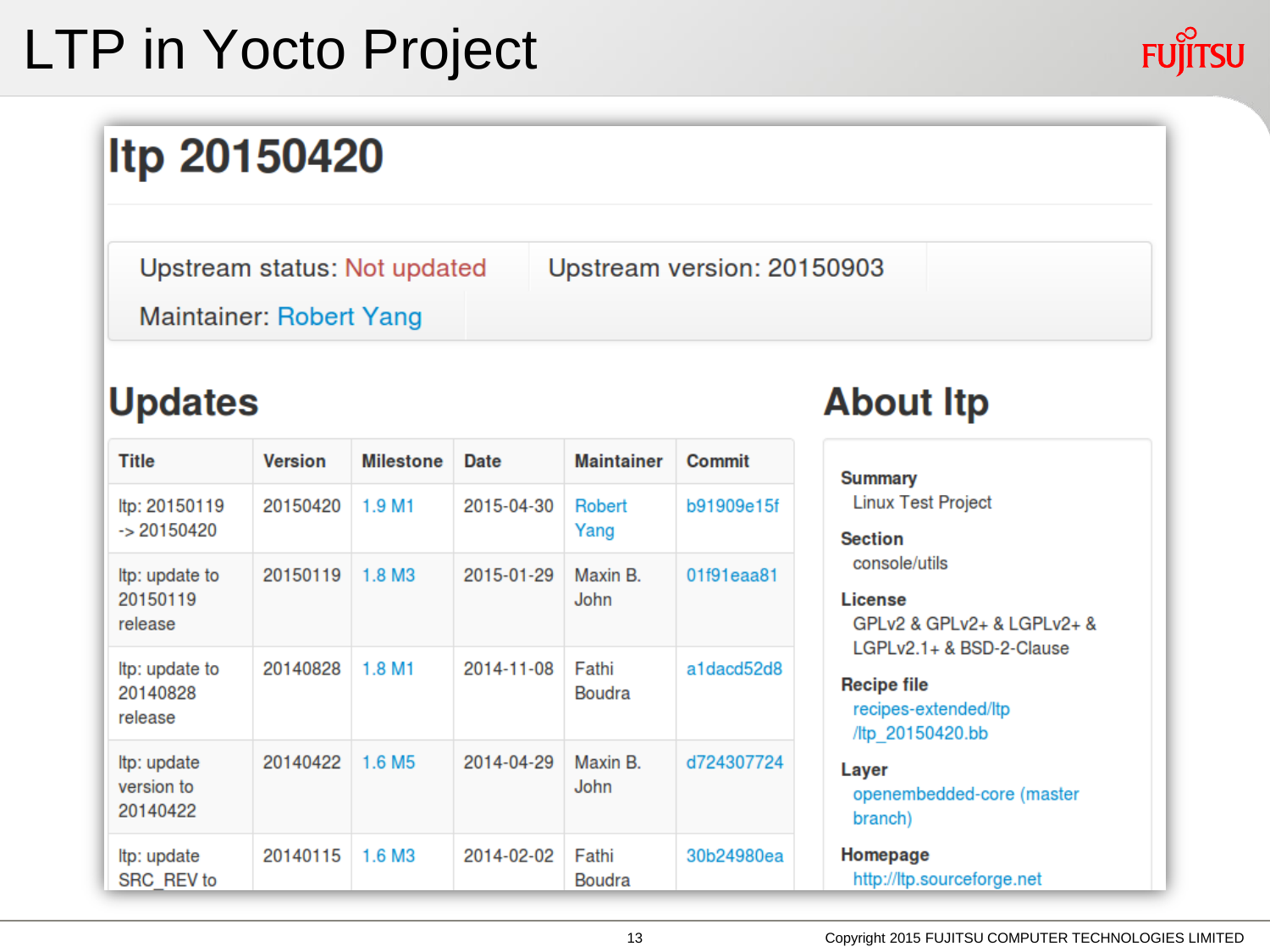# LTP in Yocto Project

# ltp 20150420

Upstream status: Not updated

Upstream version: 20150903

Maintainer: Robert Yang

## Updates

| Title | Version | Milestone | Date | Maintainer | Commit |
|---|---|---|---|---|---|
| ltp: 20150119 -> 20150420 | 20150420 | 1.9 M1 | 2015-04-30 | Robert Yang | b91909e15f |
| ltp: update to 20150119 release | 20150119 | 1.8 M3 | 2015-01-29 | Maxin B. John | 01f91eaa81 |
| ltp: update to 20140828 release | 20140828 | 1.8 M1 | 2014-11-08 | Fathi Boudra | a1dacd52d8 |
| ltp: update version to 20140422 | 20140422 | 1.6 M5 | 2014-04-29 | Maxin B. John | d724307724 |
| ltp: update SRC_REV to | 20140115 | 1.6 M3 | 2014-02-02 | Fathi Boudra | 30b24980ea |

## About ltp

**Summary**
Linux Test Project

**Section**
console/utils

**License**
GPLv2 & GPLv2+ & LGPLv2+ & LGPLv2.1+ & BSD-2-Clause

**Recipe file**
recipes-extended/ltp/ltp_20150420.bb

**Layer**
openembedded-core (master branch)

**Homepage**
http://ltp.sourceforge.net

Copyright 2015 FUJITSU COMPUTER TECHNOLOGIES LIMITED